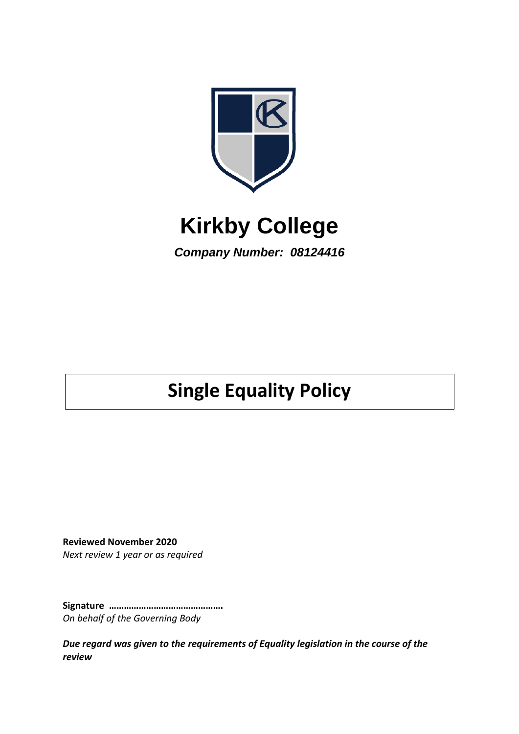# Kirkby College

***Company Number: 08124416***

## Single Equality Policy

**Reviewed November 2020**
*Next review 1 year or as required*

**Signature ……………………………………….**
*On behalf of the Governing Body*

***Due regard was given to the requirements of Equality legislation in the course of the review***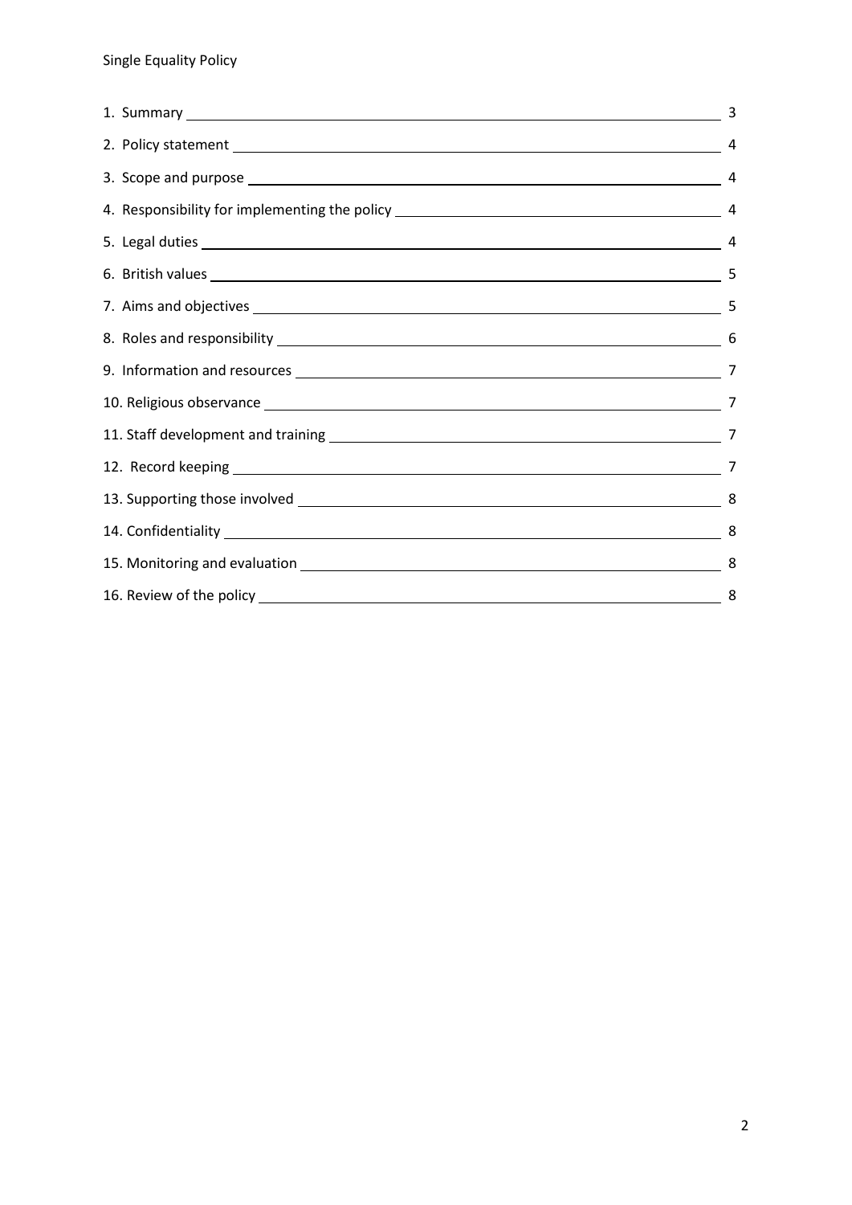| | |
|---|---|
| 1. Summary | 3 |
| 2. Policy statement | 4 |
| 3. Scope and purpose | 4 |
| 4. Responsibility for implementing the policy | 4 |
| 5. Legal duties | 4 |
| 6. British values | 5 |
| 7. Aims and objectives | 5 |
| 8. Roles and responsibility | 6 |
| 9. Information and resources | 7 |
| 10. Religious observance | 7 |
| 11. Staff development and training | 7 |
| 12. Record keeping | 7 |
| 13. Supporting those involved | 8 |
| 14. Confidentiality | 8 |
| 15. Monitoring and evaluation | 8 |
| 16. Review of the policy | 8 |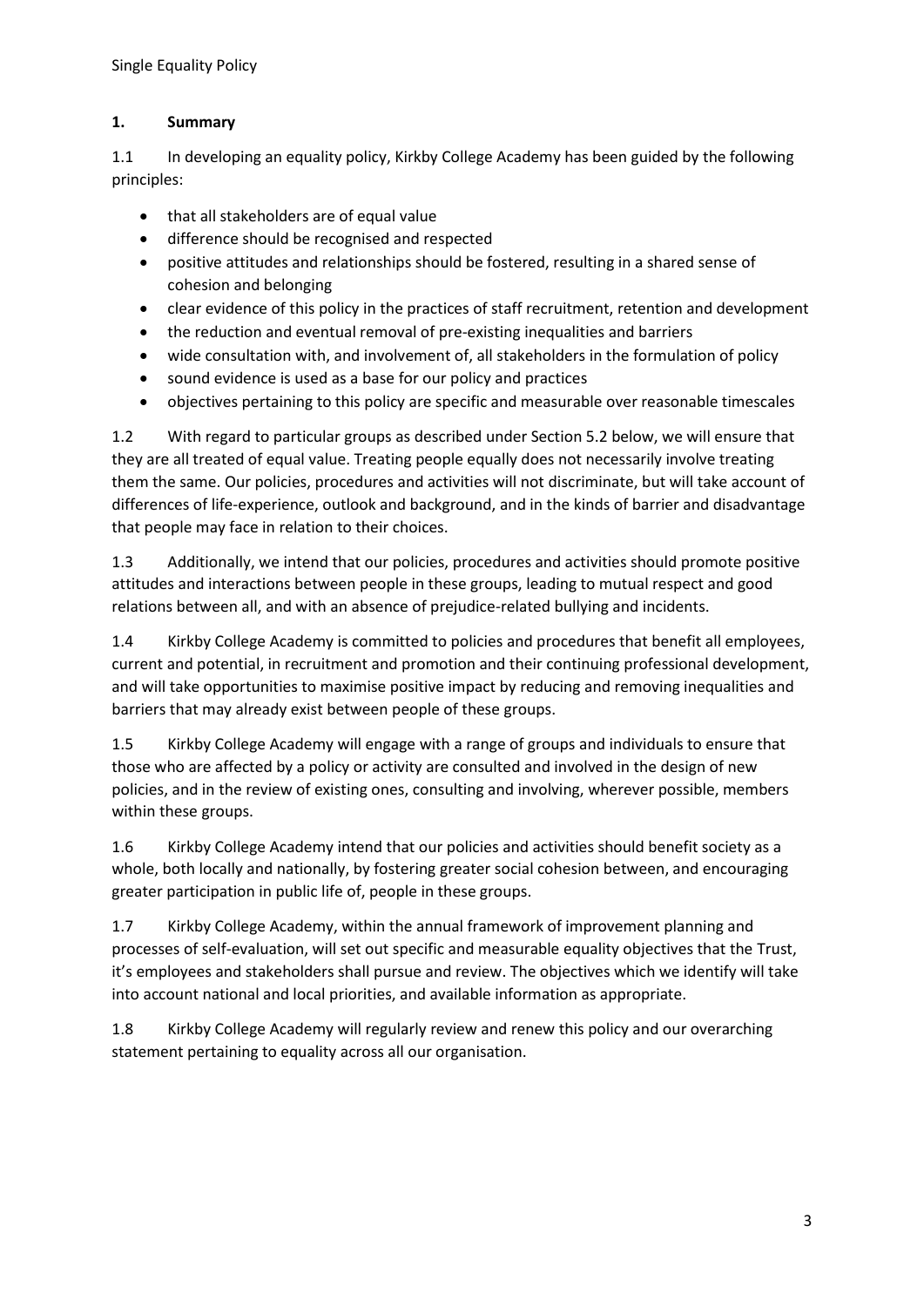## 1. Summary

1.1 In developing an equality policy, Kirkby College Academy has been guided by the following principles:

- that all stakeholders are of equal value
- difference should be recognised and respected
- positive attitudes and relationships should be fostered, resulting in a shared sense of cohesion and belonging
- clear evidence of this policy in the practices of staff recruitment, retention and development
- the reduction and eventual removal of pre-existing inequalities and barriers
- wide consultation with, and involvement of, all stakeholders in the formulation of policy
- sound evidence is used as a base for our policy and practices
- objectives pertaining to this policy are specific and measurable over reasonable timescales

1.2 With regard to particular groups as described under Section 5.2 below, we will ensure that they are all treated of equal value. Treating people equally does not necessarily involve treating them the same. Our policies, procedures and activities will not discriminate, but will take account of differences of life-experience, outlook and background, and in the kinds of barrier and disadvantage that people may face in relation to their choices.

1.3 Additionally, we intend that our policies, procedures and activities should promote positive attitudes and interactions between people in these groups, leading to mutual respect and good relations between all, and with an absence of prejudice-related bullying and incidents.

1.4 Kirkby College Academy is committed to policies and procedures that benefit all employees, current and potential, in recruitment and promotion and their continuing professional development, and will take opportunities to maximise positive impact by reducing and removing inequalities and barriers that may already exist between people of these groups.

1.5 Kirkby College Academy will engage with a range of groups and individuals to ensure that those who are affected by a policy or activity are consulted and involved in the design of new policies, and in the review of existing ones, consulting and involving, wherever possible, members within these groups.

1.6 Kirkby College Academy intend that our policies and activities should benefit society as a whole, both locally and nationally, by fostering greater social cohesion between, and encouraging greater participation in public life of, people in these groups.

1.7 Kirkby College Academy, within the annual framework of improvement planning and processes of self-evaluation, will set out specific and measurable equality objectives that the Trust, it's employees and stakeholders shall pursue and review. The objectives which we identify will take into account national and local priorities, and available information as appropriate.

1.8 Kirkby College Academy will regularly review and renew this policy and our overarching statement pertaining to equality across all our organisation.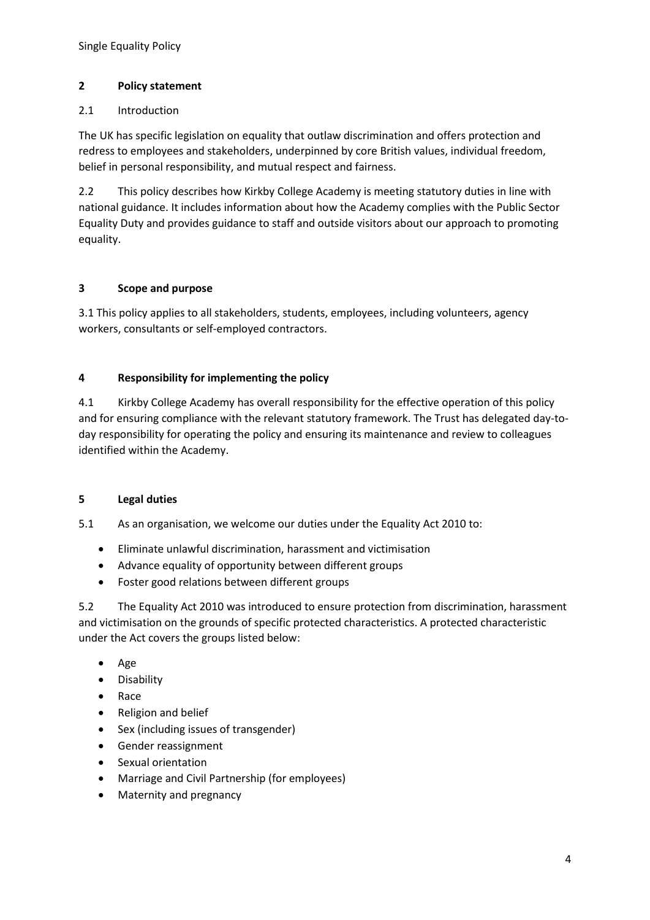## 2 Policy statement

2.1 Introduction

The UK has specific legislation on equality that outlaw discrimination and offers protection and redress to employees and stakeholders, underpinned by core British values, individual freedom, belief in personal responsibility, and mutual respect and fairness.

2.2 This policy describes how Kirkby College Academy is meeting statutory duties in line with national guidance. It includes information about how the Academy complies with the Public Sector Equality Duty and provides guidance to staff and outside visitors about our approach to promoting equality.

## 3 Scope and purpose

3.1 This policy applies to all stakeholders, students, employees, including volunteers, agency workers, consultants or self-employed contractors.

## 4 Responsibility for implementing the policy

4.1 Kirkby College Academy has overall responsibility for the effective operation of this policy and for ensuring compliance with the relevant statutory framework. The Trust has delegated day-to-day responsibility for operating the policy and ensuring its maintenance and review to colleagues identified within the Academy.

## 5 Legal duties

5.1 As an organisation, we welcome our duties under the Equality Act 2010 to:

- Eliminate unlawful discrimination, harassment and victimisation
- Advance equality of opportunity between different groups
- Foster good relations between different groups

5.2 The Equality Act 2010 was introduced to ensure protection from discrimination, harassment and victimisation on the grounds of specific protected characteristics. A protected characteristic under the Act covers the groups listed below:

- Age
- Disability
- Race
- Religion and belief
- Sex (including issues of transgender)
- Gender reassignment
- Sexual orientation
- Marriage and Civil Partnership (for employees)
- Maternity and pregnancy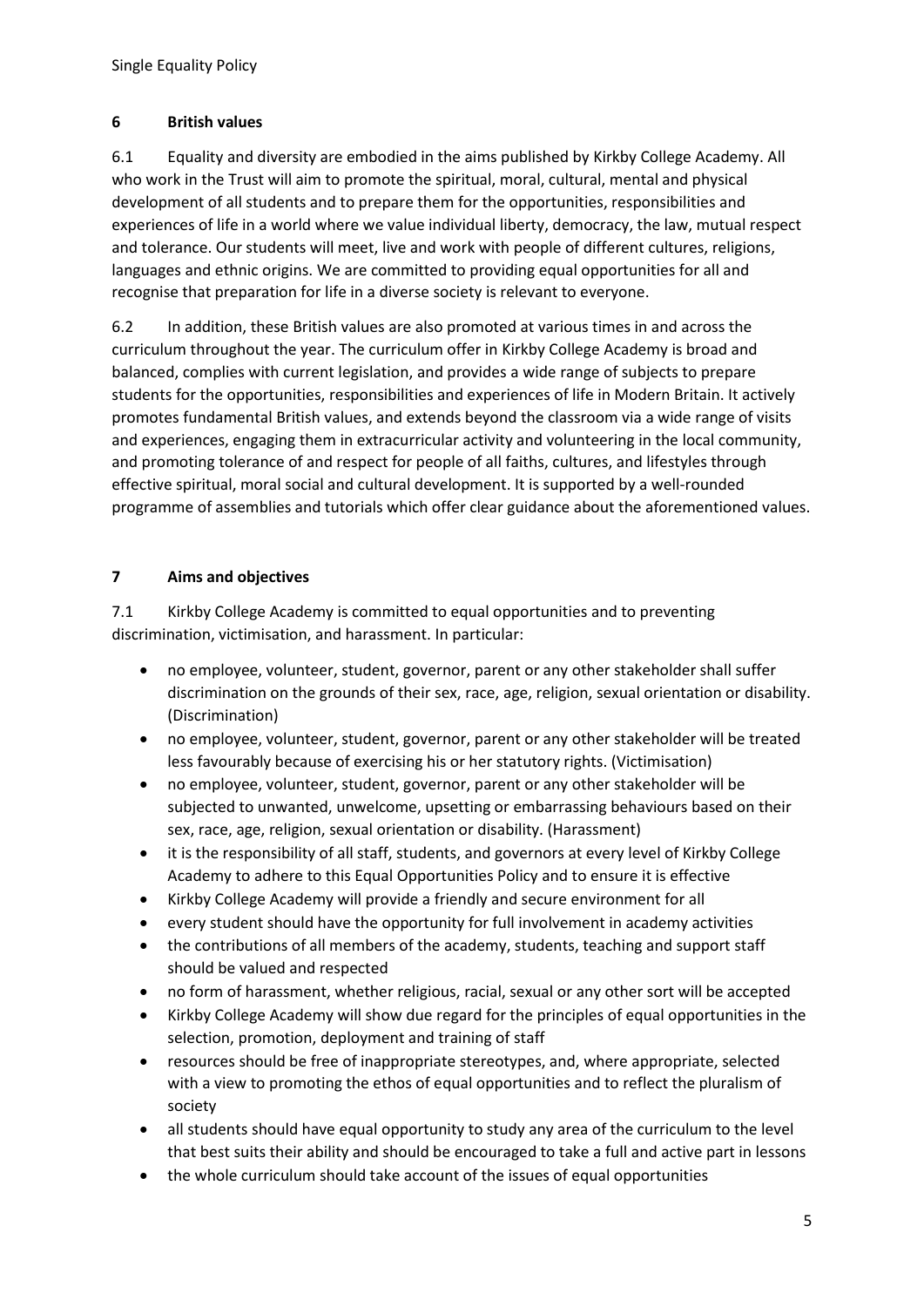## 6 British values

6.1 Equality and diversity are embodied in the aims published by Kirkby College Academy. All who work in the Trust will aim to promote the spiritual, moral, cultural, mental and physical development of all students and to prepare them for the opportunities, responsibilities and experiences of life in a world where we value individual liberty, democracy, the law, mutual respect and tolerance. Our students will meet, live and work with people of different cultures, religions, languages and ethnic origins. We are committed to providing equal opportunities for all and recognise that preparation for life in a diverse society is relevant to everyone.

6.2 In addition, these British values are also promoted at various times in and across the curriculum throughout the year. The curriculum offer in Kirkby College Academy is broad and balanced, complies with current legislation, and provides a wide range of subjects to prepare students for the opportunities, responsibilities and experiences of life in Modern Britain. It actively promotes fundamental British values, and extends beyond the classroom via a wide range of visits and experiences, engaging them in extracurricular activity and volunteering in the local community, and promoting tolerance of and respect for people of all faiths, cultures, and lifestyles through effective spiritual, moral social and cultural development. It is supported by a well-rounded programme of assemblies and tutorials which offer clear guidance about the aforementioned values.

## 7 Aims and objectives

7.1 Kirkby College Academy is committed to equal opportunities and to preventing discrimination, victimisation, and harassment. In particular:

- no employee, volunteer, student, governor, parent or any other stakeholder shall suffer discrimination on the grounds of their sex, race, age, religion, sexual orientation or disability. (Discrimination)
- no employee, volunteer, student, governor, parent or any other stakeholder will be treated less favourably because of exercising his or her statutory rights. (Victimisation)
- no employee, volunteer, student, governor, parent or any other stakeholder will be subjected to unwanted, unwelcome, upsetting or embarrassing behaviours based on their sex, race, age, religion, sexual orientation or disability. (Harassment)
- it is the responsibility of all staff, students, and governors at every level of Kirkby College Academy to adhere to this Equal Opportunities Policy and to ensure it is effective
- Kirkby College Academy will provide a friendly and secure environment for all
- every student should have the opportunity for full involvement in academy activities
- the contributions of all members of the academy, students, teaching and support staff should be valued and respected
- no form of harassment, whether religious, racial, sexual or any other sort will be accepted
- Kirkby College Academy will show due regard for the principles of equal opportunities in the selection, promotion, deployment and training of staff
- resources should be free of inappropriate stereotypes, and, where appropriate, selected with a view to promoting the ethos of equal opportunities and to reflect the pluralism of society
- all students should have equal opportunity to study any area of the curriculum to the level that best suits their ability and should be encouraged to take a full and active part in lessons
- the whole curriculum should take account of the issues of equal opportunities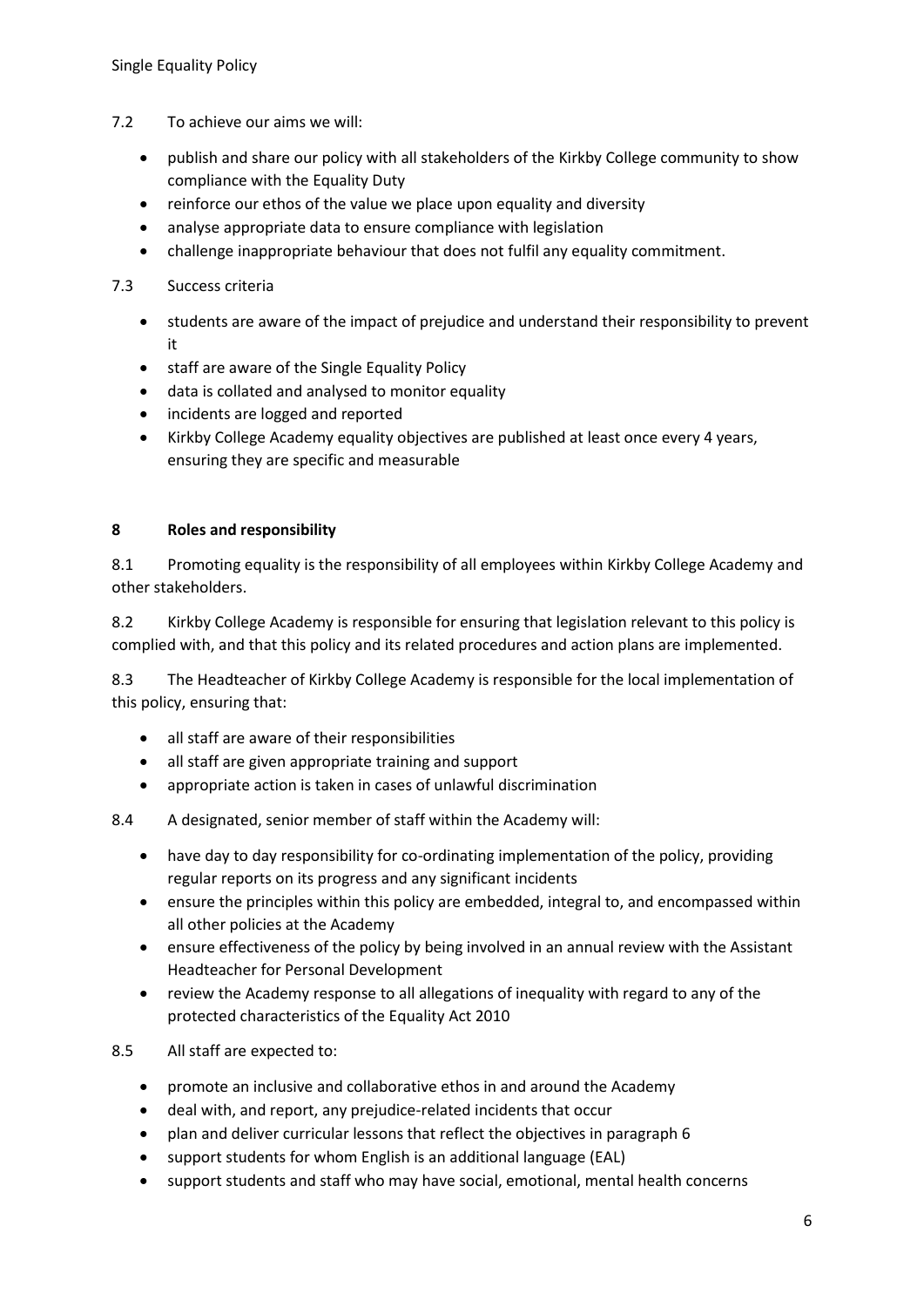7.2 To achieve our aims we will:

- publish and share our policy with all stakeholders of the Kirkby College community to show compliance with the Equality Duty
- reinforce our ethos of the value we place upon equality and diversity
- analyse appropriate data to ensure compliance with legislation
- challenge inappropriate behaviour that does not fulfil any equality commitment.

7.3 Success criteria

- students are aware of the impact of prejudice and understand their responsibility to prevent it
- staff are aware of the Single Equality Policy
- data is collated and analysed to monitor equality
- incidents are logged and reported
- Kirkby College Academy equality objectives are published at least once every 4 years, ensuring they are specific and measurable

## 8 Roles and responsibility

8.1 Promoting equality is the responsibility of all employees within Kirkby College Academy and other stakeholders.

8.2 Kirkby College Academy is responsible for ensuring that legislation relevant to this policy is complied with, and that this policy and its related procedures and action plans are implemented.

8.3 The Headteacher of Kirkby College Academy is responsible for the local implementation of this policy, ensuring that:

- all staff are aware of their responsibilities
- all staff are given appropriate training and support
- appropriate action is taken in cases of unlawful discrimination

8.4 A designated, senior member of staff within the Academy will:

- have day to day responsibility for co-ordinating implementation of the policy, providing regular reports on its progress and any significant incidents
- ensure the principles within this policy are embedded, integral to, and encompassed within all other policies at the Academy
- ensure effectiveness of the policy by being involved in an annual review with the Assistant Headteacher for Personal Development
- review the Academy response to all allegations of inequality with regard to any of the protected characteristics of the Equality Act 2010

8.5 All staff are expected to:

- promote an inclusive and collaborative ethos in and around the Academy
- deal with, and report, any prejudice-related incidents that occur
- plan and deliver curricular lessons that reflect the objectives in paragraph 6
- support students for whom English is an additional language (EAL)
- support students and staff who may have social, emotional, mental health concerns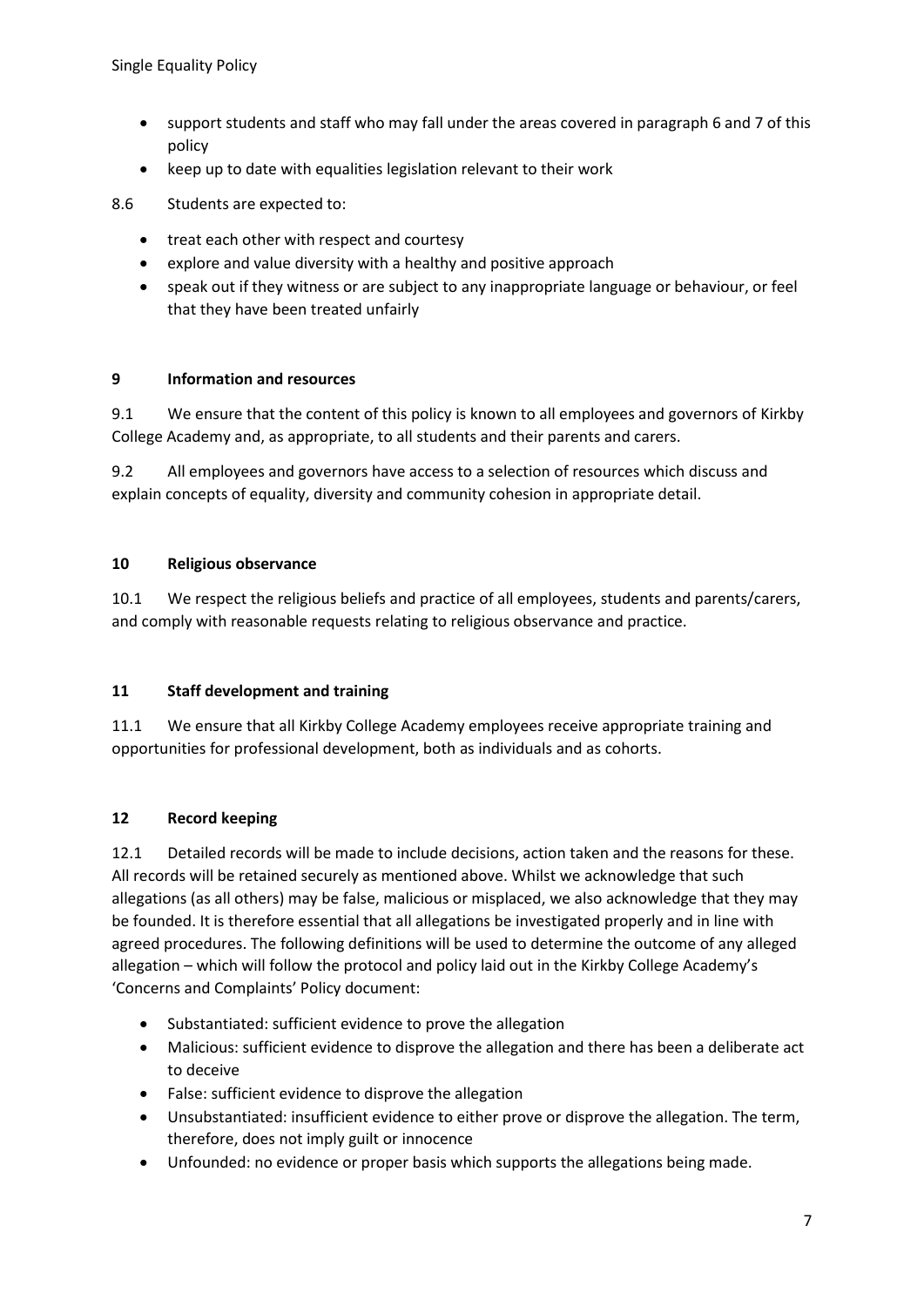- support students and staff who may fall under the areas covered in paragraph 6 and 7 of this policy
- keep up to date with equalities legislation relevant to their work

8.6 Students are expected to:

- treat each other with respect and courtesy
- explore and value diversity with a healthy and positive approach
- speak out if they witness or are subject to any inappropriate language or behaviour, or feel that they have been treated unfairly

## 9 Information and resources

9.1 We ensure that the content of this policy is known to all employees and governors of Kirkby College Academy and, as appropriate, to all students and their parents and carers.

9.2 All employees and governors have access to a selection of resources which discuss and explain concepts of equality, diversity and community cohesion in appropriate detail.

## 10 Religious observance

10.1 We respect the religious beliefs and practice of all employees, students and parents/carers, and comply with reasonable requests relating to religious observance and practice.

## 11 Staff development and training

11.1 We ensure that all Kirkby College Academy employees receive appropriate training and opportunities for professional development, both as individuals and as cohorts.

## 12 Record keeping

12.1 Detailed records will be made to include decisions, action taken and the reasons for these. All records will be retained securely as mentioned above. Whilst we acknowledge that such allegations (as all others) may be false, malicious or misplaced, we also acknowledge that they may be founded. It is therefore essential that all allegations be investigated properly and in line with agreed procedures. The following definitions will be used to determine the outcome of any alleged allegation – which will follow the protocol and policy laid out in the Kirkby College Academy's 'Concerns and Complaints' Policy document:

- Substantiated: sufficient evidence to prove the allegation
- Malicious: sufficient evidence to disprove the allegation and there has been a deliberate act to deceive
- False: sufficient evidence to disprove the allegation
- Unsubstantiated: insufficient evidence to either prove or disprove the allegation. The term, therefore, does not imply guilt or innocence
- Unfounded: no evidence or proper basis which supports the allegations being made.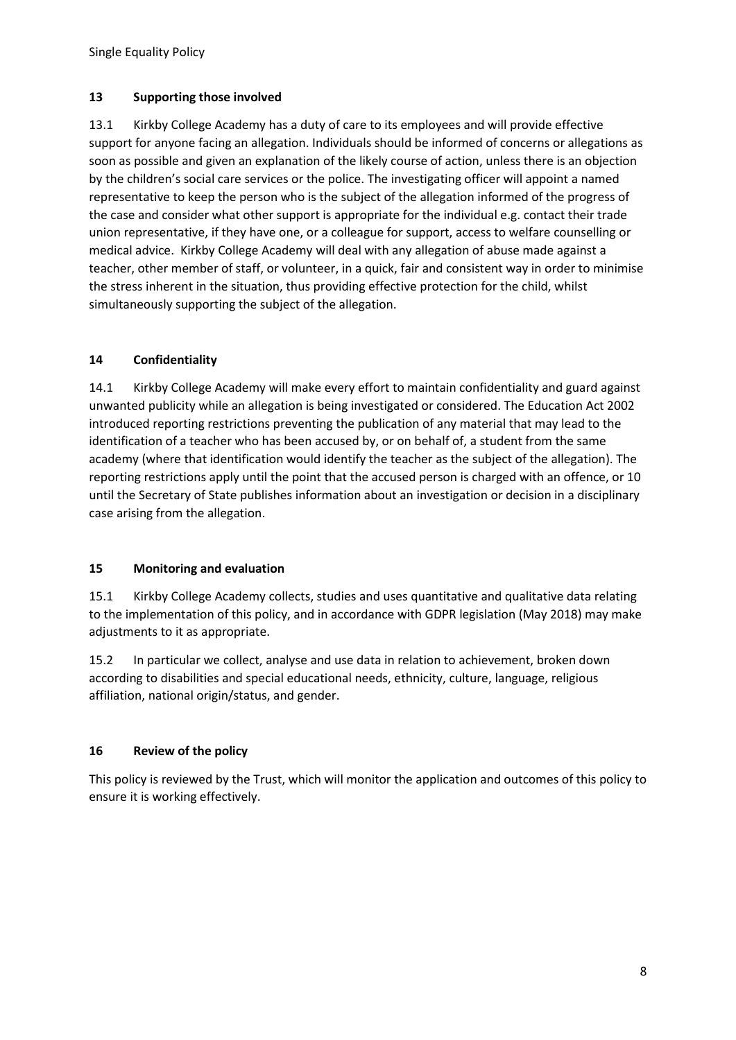## 13 Supporting those involved

13.1 Kirkby College Academy has a duty of care to its employees and will provide effective support for anyone facing an allegation. Individuals should be informed of concerns or allegations as soon as possible and given an explanation of the likely course of action, unless there is an objection by the children's social care services or the police. The investigating officer will appoint a named representative to keep the person who is the subject of the allegation informed of the progress of the case and consider what other support is appropriate for the individual e.g. contact their trade union representative, if they have one, or a colleague for support, access to welfare counselling or medical advice. Kirkby College Academy will deal with any allegation of abuse made against a teacher, other member of staff, or volunteer, in a quick, fair and consistent way in order to minimise the stress inherent in the situation, thus providing effective protection for the child, whilst simultaneously supporting the subject of the allegation.

## 14 Confidentiality

14.1 Kirkby College Academy will make every effort to maintain confidentiality and guard against unwanted publicity while an allegation is being investigated or considered. The Education Act 2002 introduced reporting restrictions preventing the publication of any material that may lead to the identification of a teacher who has been accused by, or on behalf of, a student from the same academy (where that identification would identify the teacher as the subject of the allegation). The reporting restrictions apply until the point that the accused person is charged with an offence, or 10 until the Secretary of State publishes information about an investigation or decision in a disciplinary case arising from the allegation.

## 15 Monitoring and evaluation

15.1 Kirkby College Academy collects, studies and uses quantitative and qualitative data relating to the implementation of this policy, and in accordance with GDPR legislation (May 2018) may make adjustments to it as appropriate.

15.2 In particular we collect, analyse and use data in relation to achievement, broken down according to disabilities and special educational needs, ethnicity, culture, language, religious affiliation, national origin/status, and gender.

## 16 Review of the policy

This policy is reviewed by the Trust, which will monitor the application and outcomes of this policy to ensure it is working effectively.